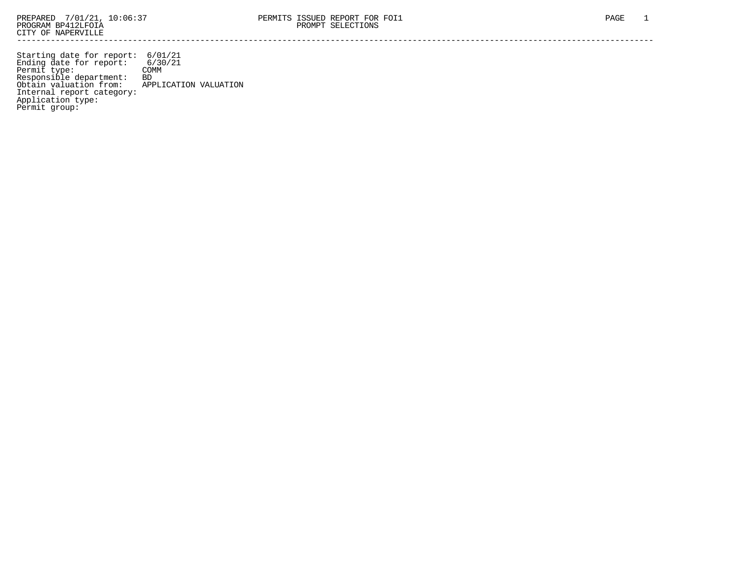PREPARED 7/01/21, 10:06:37
PROGRAM BP412LFOIA
CITY OF NAPERVILLE

PERMITS ISSUED REPORT FOR FOI1
PROMPT SELECTIONS

---

```
Starting date for report:  6/01/21
Ending date for report:    6/30/21
Permit type:              COMM
Responsible department:   BD
Obtain valuation from:    APPLICATION VALUATION
Internal report category:
Application type:
Permit group:
```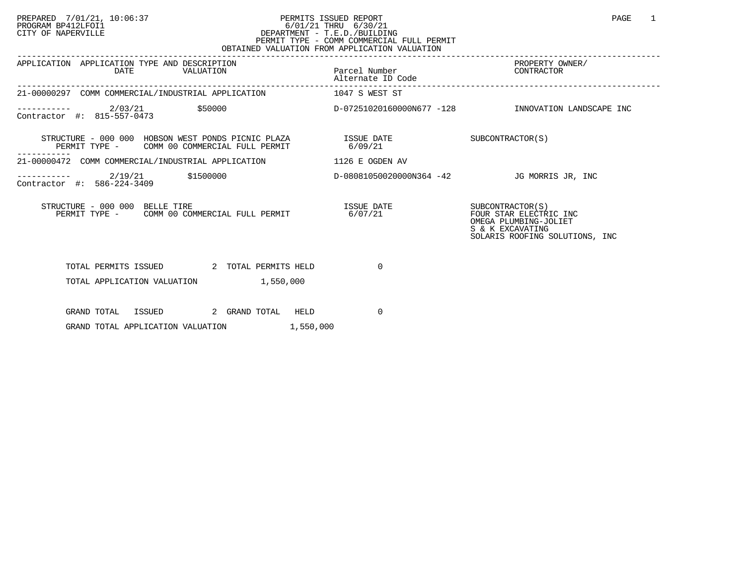PREPARED 7/01/21, 10:06:37
PROGRAM BP412LFOI1
CITY OF NAPERVILLE

# PERMITS ISSUED REPORT

6/01/21 THRU 6/30/21
DEPARTMENT - T.E.D./BUILDING
PERMIT TYPE - COMM COMMERCIAL FULL PERMIT
OBTAINED VALUATION FROM APPLICATION VALUATION

| APPLICATION | APPLICATION TYPE AND DESCRIPTION / DATE / VALUATION | Parcel Number / Alternate ID Code | PROPERTY OWNER/ CONTRACTOR |
|---|---|---|---|
| 21-00000297 | COMM COMMERCIAL/INDUSTRIAL APPLICATION | 1047 S WEST ST | |
| ----------- | 2/03/21 $50000 | D-07251020160000N677 -128 | INNOVATION LANDSCAPE INC |
| Contractor #: 815-557-0473 | | | |
| | STRUCTURE - 000 000 HOBSON WEST PONDS PICNIC PLAZA | ISSUE DATE | SUBCONTRACTOR(S) |
| | PERMIT TYPE - COMM 00 COMMERCIAL FULL PERMIT | 6/09/21 | |
| 21-00000472 | COMM COMMERCIAL/INDUSTRIAL APPLICATION | 1126 E OGDEN AV | |
| ----------- | 2/19/21 $1500000 | D-08081050020000N364 -42 | JG MORRIS JR, INC |
| Contractor #: 586-224-3409 | | | |
| | STRUCTURE - 000 000 BELLE TIRE | ISSUE DATE | SUBCONTRACTOR(S) |
| | PERMIT TYPE - COMM 00 COMMERCIAL FULL PERMIT | 6/07/21 | FOUR STAR ELECTRIC INC<br>OMEGA PLUMBING-JOLIET<br>S & K EXCAVATING<br>SOLARIS ROOFING SOLUTIONS, INC |

TOTAL PERMITS ISSUED 2 TOTAL PERMITS HELD 0

TOTAL APPLICATION VALUATION 1,550,000

GRAND TOTAL ISSUED 2 GRAND TOTAL HELD 0

GRAND TOTAL APPLICATION VALUATION 1,550,000